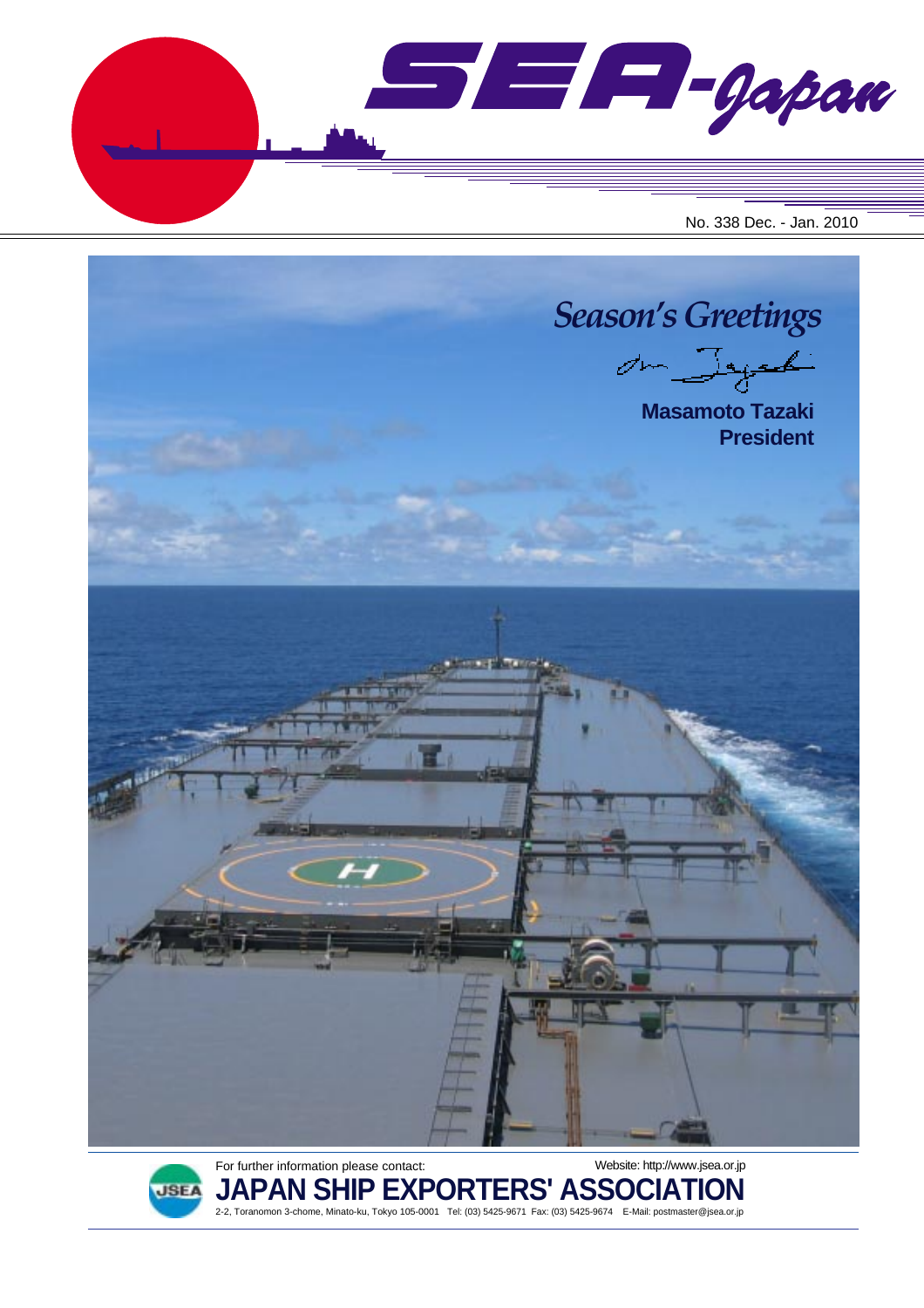# SEA-Japan

No. 338 Dec. - Jan. 2010

## *Season's Greetings*

**Masamoto Tazaki**
**President**

For further information please contact:

Website: http://www.jsea.or.jp

**JAPAN SHIP EXPORTERS' ASSOCIATION**

2-2, Toranomon 3-chome, Minato-ku, Tokyo 105-0001 Tel: (03) 5425-9671 Fax: (03) 5425-9674 E-Mail: postmaster@jsea.or.jp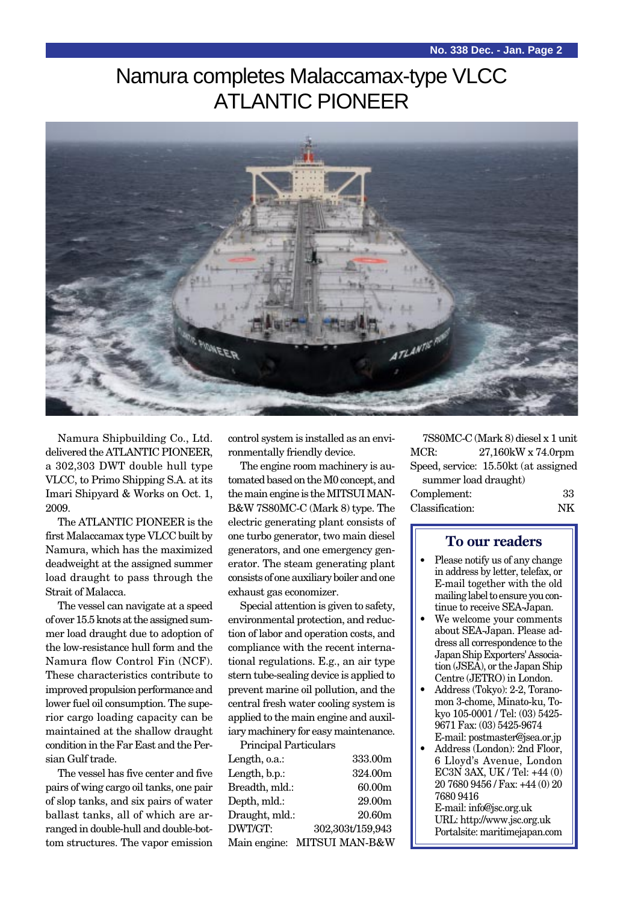# Namura completes Malaccamax-type VLCC ATLANTIC PIONEER

Namura Shipbuilding Co., Ltd. delivered the ATLANTIC PIONEER, a 302,303 DWT double hull type VLCC, to Primo Shipping S.A. at its Imari Shipyard & Works on Oct. 1, 2009.

The ATLANTIC PIONEER is the first Malaccamax type VLCC built by Namura, which has the maximized deadweight at the assigned summer load draught to pass through the Strait of Malacca.

The vessel can navigate at a speed of over 15.5 knots at the assigned summer load draught due to adoption of the low-resistance hull form and the Namura flow Control Fin (NCF). These characteristics contribute to improved propulsion performance and lower fuel oil consumption. The superior cargo loading capacity can be maintained at the shallow draught condition in the Far East and the Persian Gulf trade.

The vessel has five center and five pairs of wing cargo oil tanks, one pair of slop tanks, and six pairs of water ballast tanks, all of which are arranged in double-hull and double-bottom structures. The vapor emission control system is installed as an environmentally friendly device.

The engine room machinery is automated based on the M0 concept, and the main engine is the MITSUI MAN-B&W 7S80MC-C (Mark 8) type. The electric generating plant consists of one turbo generator, two main diesel generators, and one emergency generator. The steam generating plant consists of one auxiliary boiler and one exhaust gas economizer.

Special attention is given to safety, environmental protection, and reduction of labor and operation costs, and compliance with the recent international regulations. E.g., an air type stern tube-sealing device is applied to prevent marine oil pollution, and the central fresh water cooling system is applied to the main engine and auxiliary machinery for easy maintenance.

Principal Particulars

| | |
|---|---|
| Length, o.a.: | 333.00m |
| Length, b.p.: | 324.00m |
| Breadth, mld.: | 60.00m |
| Depth, mld.: | 29.00m |
| Draught, mld.: | 20.60m |
| DWT/GT: | 302,303t/159,943 |
| Main engine: | MITSUI MAN-B&W 7S80MC-C (Mark 8) diesel x 1 unit |
| MCR: | 27,160kW x 74.0rpm |
| Speed, service: | 15.50kt (at assigned summer load draught) |
| Complement: | 33 |
| Classification: | NK |

## To our readers

- Please notify us of any change in address by letter, telefax, or E-mail together with the old mailing label to ensure you continue to receive SEA-Japan.
- We welcome your comments about SEA-Japan. Please address all correspondence to the Japan Ship Exporters' Association (JSEA), or the Japan Ship Centre (JETRO) in London.
- Address (Tokyo): 2-2, Toranomon 3-chome, Minato-ku, Tokyo 105-0001 / Tel: (03) 5425-9671 Fax: (03) 5425-9674 E-mail: postmaster@jsea.or.jp
- Address (London): 2nd Floor, 6 Lloyd's Avenue, London EC3N 3AX, UK / Tel: +44 (0) 20 7680 9456 / Fax: +44 (0) 20 7680 9416 E-mail: info@jsc.org.uk URL: http://www.jsc.org.uk Portalsite: maritimejapan.com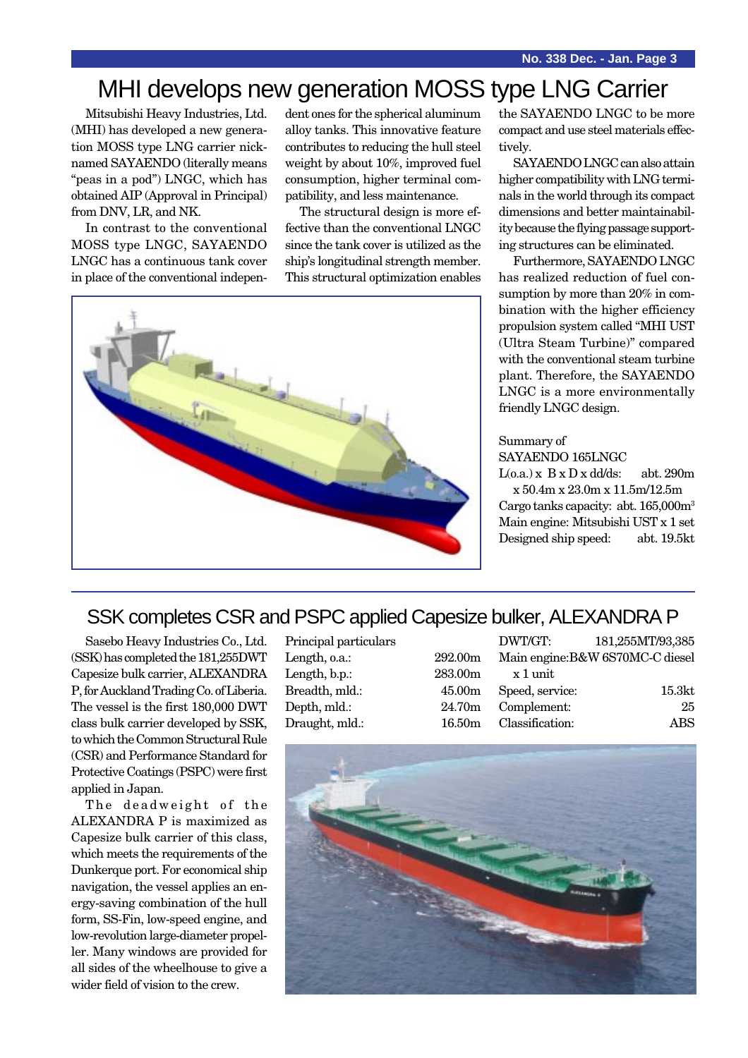# MHI develops new generation MOSS type LNG Carrier

Mitsubishi Heavy Industries, Ltd. (MHI) has developed a new generation MOSS type LNG carrier nicknamed SAYAENDO (literally means "peas in a pod") LNGC, which has obtained AIP (Approval in Principal) from DNV, LR, and NK.

In contrast to the conventional MOSS type LNGC, SAYAENDO LNGC has a continuous tank cover in place of the conventional independent ones for the spherical aluminum alloy tanks. This innovative feature contributes to reducing the hull steel weight by about 10%, improved fuel consumption, higher terminal compatibility, and less maintenance.

The structural design is more effective than the conventional LNGC since the tank cover is utilized as the ship's longitudinal strength member. This structural optimization enables the SAYAENDO LNGC to be more compact and use steel materials effectively.

SAYAENDO LNGC can also attain higher compatibility with LNG terminals in the world through its compact dimensions and better maintainability because the flying passage supporting structures can be eliminated.

Furthermore, SAYAENDO LNGC has realized reduction of fuel consumption by more than 20% in combination with the higher efficiency propulsion system called "MHI UST (Ultra Steam Turbine)" compared with the conventional steam turbine plant. Therefore, the SAYAENDO LNGC is a more environmentally friendly LNGC design.

Summary of SAYAENDO 165LNGC

| | |
|---|---|
| L(o.a.) x B x D x dd/ds: | abt. 290m x 50.4m x 23.0m x 11.5m/12.5m |
| Cargo tanks capacity: | abt. 165,000m$^3$ |
| Main engine: | Mitsubishi UST x 1 set |
| Designed ship speed: | abt. 19.5kt |

# SSK completes CSR and PSPC applied Capesize bulker, ALEXANDRA P

Sasebo Heavy Industries Co., Ltd. (SSK) has completed the 181,255DWT Capesize bulk carrier, ALEXANDRA P, for Auckland Trading Co. of Liberia. The vessel is the first 180,000 DWT class bulk carrier developed by SSK, to which the Common Structural Rule (CSR) and Performance Standard for Protective Coatings (PSPC) were first applied in Japan.

The deadweight of the ALEXANDRA P is maximized as Capesize bulk carrier of this class, which meets the requirements of the Dunkerque port. For economical ship navigation, the vessel applies an energy-saving combination of the hull form, SS-Fin, low-speed engine, and low-revolution large-diameter propeller. Many windows are provided for all sides of the wheelhouse to give a wider field of vision to the crew.

Principal particulars

| | |
|---|---|
| Length, o.a.: | 292.00m |
| Length, b.p.: | 283.00m |
| Breadth, mld.: | 45.00m |
| Depth, mld.: | 24.70m |
| Draught, mld.: | 16.50m |
| DWT/GT: | 181,255MT/93,385 |
| Main engine: | B&W 6S70MC-C diesel x 1 unit |
| Speed, service: | 15.3kt |
| Complement: | 25 |
| Classification: | ABS |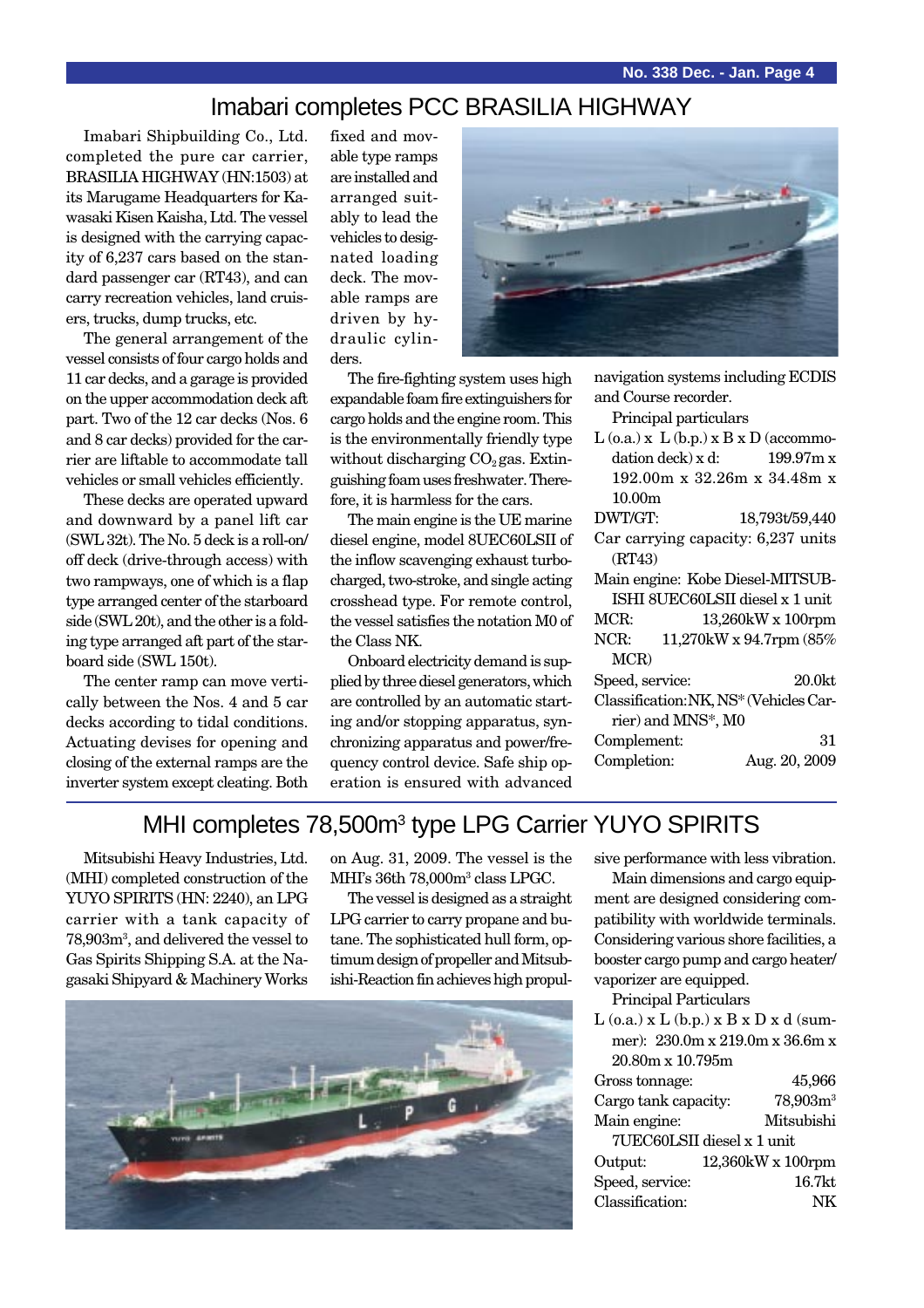# Imabari completes PCC BRASILIA HIGHWAY

Imabari Shipbuilding Co., Ltd. completed the pure car carrier, BRASILIA HIGHWAY (HN:1503) at its Marugame Headquarters for Kawasaki Kisen Kaisha, Ltd. The vessel is designed with the carrying capacity of 6,237 cars based on the standard passenger car (RT43), and can carry recreation vehicles, land cruisers, trucks, dump trucks, etc.

The general arrangement of the vessel consists of four cargo holds and 11 car decks, and a garage is provided on the upper accommodation deck aft part. Two of the 12 car decks (Nos. 6 and 8 car decks) provided for the carrier are liftable to accommodate tall vehicles or small vehicles efficiently.

These decks are operated upward and downward by a panel lift car (SWL 32t). The No. 5 deck is a roll-on/off deck (drive-through access) with two rampways, one of which is a flap type arranged center of the starboard side (SWL 20t), and the other is a folding type arranged aft part of the starboard side (SWL 150t).

The center ramp can move vertically between the Nos. 4 and 5 car decks according to tidal conditions. Actuating devises for opening and closing of the external ramps are the inverter system except cleating. Both fixed and movable type ramps are installed and arranged suitably to lead the vehicles to designated loading deck. The movable ramps are driven by hydraulic cylinders.

The fire-fighting system uses high expandable foam fire extinguishers for cargo holds and the engine room. This is the environmentally friendly type without discharging $CO_2$ gas. Extinguishing foam uses freshwater. Therefore, it is harmless for the cars.

The main engine is the UE marine diesel engine, model 8UEC60LSII of the inflow scavenging exhaust turbocharged, two-stroke, and single acting crosshead type. For remote control, the vessel satisfies the notation M0 of the Class NK.

Onboard electricity demand is supplied by three diesel generators, which are controlled by an automatic starting and/or stopping apparatus, synchronizing apparatus and power/frequency control device. Safe ship operation is ensured with advanced navigation systems including ECDIS and Course recorder.

Principal particulars

- L (o.a.) x L (b.p.) x B x D (accommodation deck) x d: 199.97m x 192.00m x 32.26m x 34.48m x 10.00m
- DWT/GT: 18,793t/59,440
- Car carrying capacity: 6,237 units (RT43)
- Main engine: Kobe Diesel-MITSUBISHI 8UEC60LSII diesel x 1 unit
- MCR: 13,260kW x 100rpm
- NCR: 11,270kW x 94.7rpm (85% MCR)
- Speed, service: 20.0kt
- Classification: NK, NS* (Vehicles Carrier) and MNS*, M0
- Complement: 31
- Completion: Aug. 20, 2009

# MHI completes 78,500m³ type LPG Carrier YUYO SPIRITS

Mitsubishi Heavy Industries, Ltd. (MHI) completed construction of the YUYO SPIRITS (HN: 2240), an LPG carrier with a tank capacity of 78,903m³, and delivered the vessel to Gas Spirits Shipping S.A. at the Nagasaki Shipyard & Machinery Works on Aug. 31, 2009. The vessel is the MHI's 36th 78,000m³ class LPGC.

The vessel is designed as a straight LPG carrier to carry propane and butane. The sophisticated hull form, optimum design of propeller and Mitsubishi-Reaction fin achieves high propulsive performance with less vibration.

Main dimensions and cargo equipment are designed considering compatibility with worldwide terminals. Considering various shore facilities, a booster cargo pump and cargo heater/vaporizer are equipped.

Principal Particulars

- L (o.a.) x L (b.p.) x B x D x d (summer): 230.0m x 219.0m x 36.6m x 20.80m x 10.795m
- Gross tonnage: 45,966
- Cargo tank capacity: 78,903m³
- Main engine: Mitsubishi 7UEC60LSII diesel x 1 unit
- Output: 12,360kW x 100rpm
- Speed, service: 16.7kt
- Classification: NK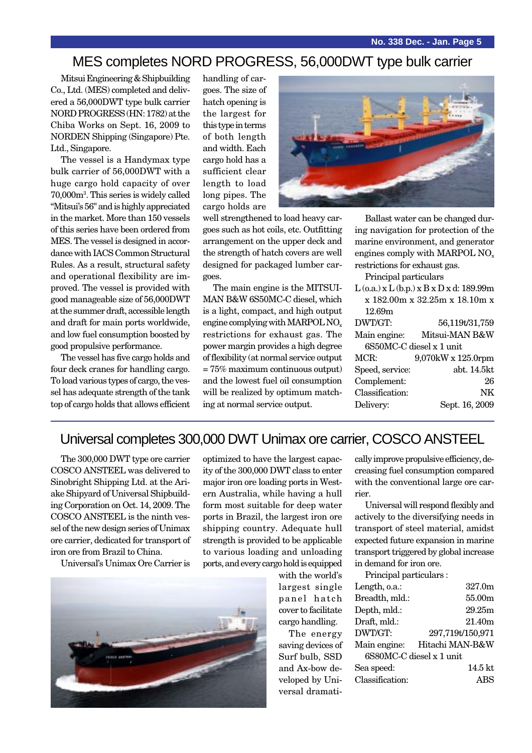# MES completes NORD PROGRESS, 56,000DWT type bulk carrier

Mitsui Engineering & Shipbuilding Co., Ltd. (MES) completed and delivered a 56,000DWT type bulk carrier NORD PROGRESS (HN: 1782) at the Chiba Works on Sept. 16, 2009 to NORDEN Shipping (Singapore) Pte. Ltd., Singapore.

The vessel is a Handymax type bulk carrier of 56,000DWT with a huge cargo hold capacity of over 70,000m[3]. This series is widely called "Mitsui's 56" and is highly appreciated in the market. More than 150 vessels of this series have been ordered from MES. The vessel is designed in accordance with IACS Common Structural Rules. As a result, structural safety and operational flexibility are improved. The vessel is provided with good manageable size of 56,000DWT at the summer draft, accessible length and draft for main ports worldwide, and low fuel consumption boosted by good propulsive performance.

The vessel has five cargo holds and four deck cranes for handling cargo. To load various types of cargo, the vessel has adequate strength of the tank top of cargo holds that allows efficient handling of cargoes. The size of hatch opening is the largest for this type in terms of both length and width. Each cargo hold has a sufficient clear length to load long pipes. The cargo holds are well strengthened to load heavy cargoes such as hot coils, etc. Outfitting arrangement on the upper deck and the strength of hatch covers are well designed for packaged lumber cargoes.

The main engine is the MITSUI-MAN B&W 6S50MC-C diesel, which is a light, compact, and high output engine complying with MARPOL $NO_x$ restrictions for exhaust gas. The power margin provides a high degree of flexibility (at normal service output = 75% maximum continuous output) and the lowest fuel oil consumption will be realized by optimum matching at normal service output.

Ballast water can be changed during navigation for protection of the marine environment, and generator engines comply with MARPOL $NO_x$ restrictions for exhaust gas.

Principal particulars

L (o.a.) x L (b.p.) x B x D x d: 189.99m x 182.00m x 32.25m x 18.10m x 12.69m

| | |
|---|---|
| DWT/GT: | 56,119t/31,759 |
| Main engine: | Mitsui-MAN B&W 6S50MC-C diesel x 1 unit |
| MCR: | 9,070kW x 125.0rpm |
| Speed, service: | abt. 14.5kt |
| Complement: | 26 |
| Classification: | NK |
| Delivery: | Sept. 16, 2009 |

# Universal completes 300,000 DWT Unimax ore carrier, COSCO ANSTEEL

The 300,000 DWT type ore carrier COSCO ANSTEEL was delivered to Sinobright Shipping Ltd. at the Ariake Shipyard of Universal Shipbuilding Corporation on Oct. 14, 2009. The COSCO ANSTEEL is the ninth vessel of the new design series of Unimax ore carrier, dedicated for transport of iron ore from Brazil to China.

Universal's Unimax Ore Carrier is optimized to have the largest capacity of the 300,000 DWT class to enter major iron ore loading ports in Western Australia, while having a hull form most suitable for deep water ports in Brazil, the largest iron ore shipping country. Adequate hull strength is provided to be applicable to various loading and unloading ports, and every cargo hold is equipped with the world's largest single panel hatch cover to facilitate cargo handling.

The energy saving devices of Surf bulb, SSD and Ax-bow developed by Universal dramatically improve propulsive efficiency, decreasing fuel consumption compared with the conventional large ore carrier.

Universal will respond flexibly and actively to the diversifying needs in transport of steel material, amidst expected future expansion in marine transport triggered by global increase in demand for iron ore.

Principal particulars :

| | |
|---|---|
| Length, o.a.: | 327.0m |
| Breadth, mld.: | 55.00m |
| Depth, mld.: | 29.25m |
| Draft, mld.: | 21.40m |
| DWT/GT: | 297,719t/150,971 |
| Main engine: | Hitachi MAN-B&W 6S80MC-C diesel x 1 unit |
| Sea speed: | 14.5 kt |
| Classification: | ABS |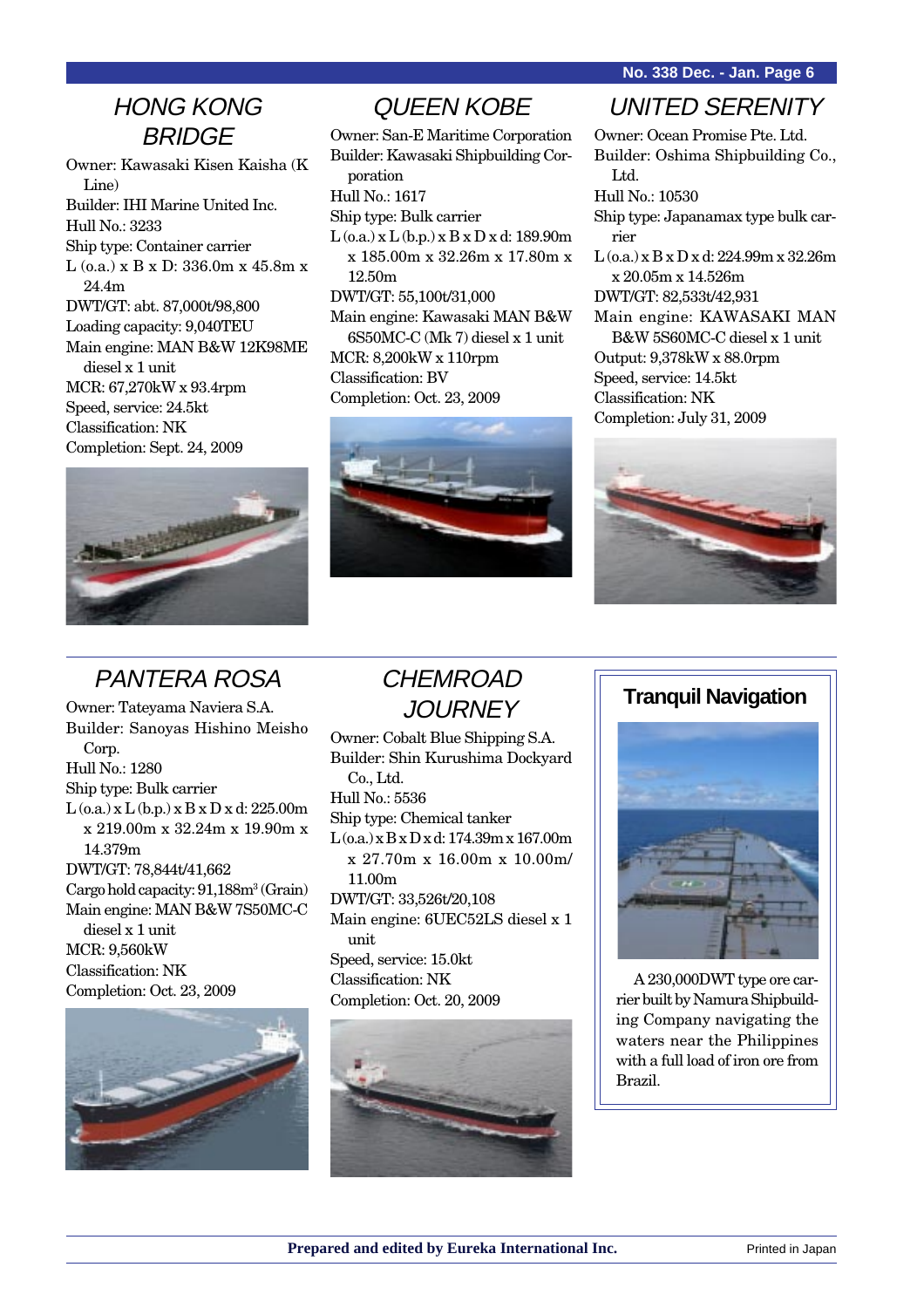## *HONG KONG BRIDGE*

Owner: Kawasaki Kisen Kaisha (K Line)
Builder: IHI Marine United Inc.
Hull No.: 3233
Ship type: Container carrier
L (o.a.) x B x D: 336.0m x 45.8m x 24.4m
DWT/GT: abt. 87,000t/98,800
Loading capacity: 9,040TEU
Main engine: MAN B&W 12K98ME diesel x 1 unit
MCR: 67,270kW x 93.4rpm
Speed, service: 24.5kt
Classification: NK
Completion: Sept. 24, 2009

## *QUEEN KOBE*

Owner: San-E Maritime Corporation
Builder: Kawasaki Shipbuilding Corporation
Hull No.: 1617
Ship type: Bulk carrier
L (o.a.) x L (b.p.) x B x D x d: 189.90m x 185.00m x 32.26m x 17.80m x 12.50m
DWT/GT: 55,100t/31,000
Main engine: Kawasaki MAN B&W 6S50MC-C (Mk 7) diesel x 1 unit
MCR: 8,200kW x 110rpm
Classification: BV
Completion: Oct. 23, 2009

## *UNITED SERENITY*

Owner: Ocean Promise Pte. Ltd.
Builder: Oshima Shipbuilding Co., Ltd.
Hull No.: 10530
Ship type: Japanamax type bulk carrier
L (o.a.) x B x D x d: 224.99m x 32.26m x 20.05m x 14.526m
DWT/GT: 82,533t/42,931
Main engine: KAWASAKI MAN B&W 5S60MC-C diesel x 1 unit
Output: 9,378kW x 88.0rpm
Speed, service: 14.5kt
Classification: NK
Completion: July 31, 2009

## *PANTERA ROSA*

Owner: Tateyama Naviera S.A.
Builder: Sanoyas Hishino Meisho Corp.
Hull No.: 1280
Ship type: Bulk carrier
L (o.a.) x L (b.p.) x B x D x d: 225.00m x 219.00m x 32.24m x 19.90m x 14.379m
DWT/GT: 78,844t/41,662
Cargo hold capacity: 91,188m$^3$ (Grain)
Main engine: MAN B&W 7S50MC-C diesel x 1 unit
MCR: 9,560kW
Classification: NK
Completion: Oct. 23, 2009

## *CHEMROAD JOURNEY*

Owner: Cobalt Blue Shipping S.A.
Builder: Shin Kurushima Dockyard Co., Ltd.
Hull No.: 5536
Ship type: Chemical tanker
L (o.a.) x B x D x d: 174.39m x 167.00m x 27.70m x 16.00m x 10.00m/11.00m
DWT/GT: 33,526t/20,108
Main engine: 6UEC52LS diesel x 1 unit
Speed, service: 15.0kt
Classification: NK
Completion: Oct. 20, 2009

## **Tranquil Navigation**

A 230,000DWT type ore carrier built by Namura Shipbuilding Company navigating the waters near the Philippines with a full load of iron ore from Brazil.

**Prepared and edited by Eureka International Inc.**

Printed in Japan